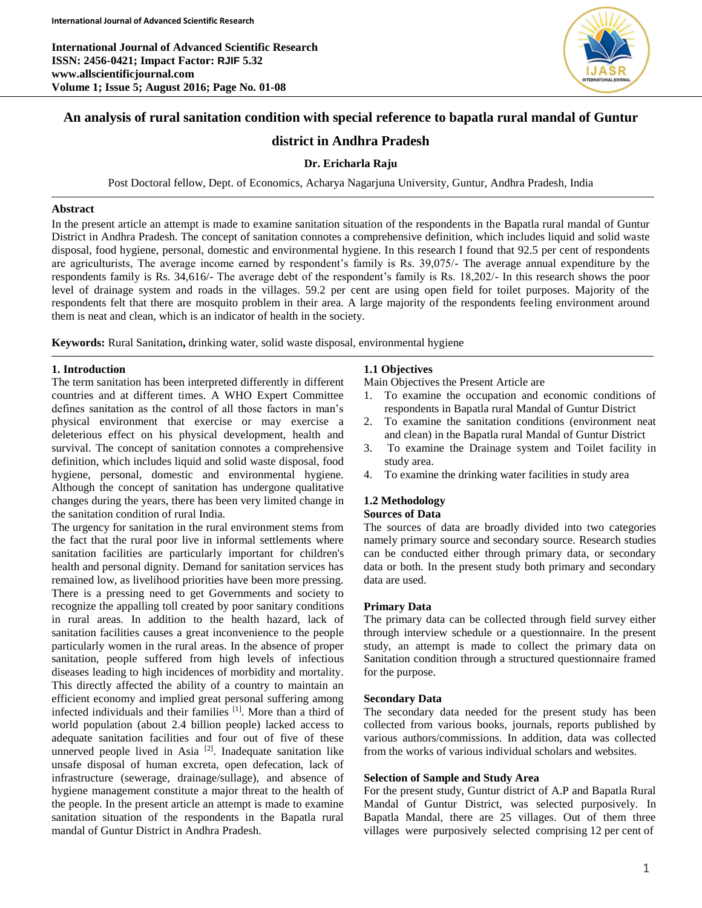# An analysis of rural sanitation condition with special reference to bapatla rural mandal of Guntur district in Andhra Pradesh

**Dr. Ericharla Raju**

Post Doctoral fellow, Dept. of Economics, Acharya Nagarjuna University, Guntur, Andhra Pradesh, India

## Abstract

In the present article an attempt is made to examine sanitation situation of the respondents in the Bapatla rural mandal of Guntur District in Andhra Pradesh. The concept of sanitation connotes a comprehensive definition, which includes liquid and solid waste disposal, food hygiene, personal, domestic and environmental hygiene. In this research I found that 92.5 per cent of respondents are agriculturists, The average income earned by respondent's family is Rs. 39,075/- The average annual expenditure by the respondents family is Rs. 34,616/- The average debt of the respondent's family is Rs. 18,202/- In this research shows the poor level of drainage system and roads in the villages. 59.2 per cent are using open field for toilet purposes. Majority of the respondents felt that there are mosquito problem in their area. A large majority of the respondents feeling environment around them is neat and clean, which is an indicator of health in the society.

**Keywords:** Rural Sanitation**,** drinking water, solid waste disposal, environmental hygiene

## 1. Introduction

The term sanitation has been interpreted differently in different countries and at different times. A WHO Expert Committee defines sanitation as the control of all those factors in man's physical environment that exercise or may exercise a deleterious effect on his physical development, health and survival. The concept of sanitation connotes a comprehensive definition, which includes liquid and solid waste disposal, food hygiene, personal, domestic and environmental hygiene. Although the concept of sanitation has undergone qualitative changes during the years, there has been very limited change in the sanitation condition of rural India.

The urgency for sanitation in the rural environment stems from the fact that the rural poor live in informal settlements where sanitation facilities are particularly important for children's health and personal dignity. Demand for sanitation services has remained low, as livelihood priorities have been more pressing. There is a pressing need to get Governments and society to recognize the appalling toll created by poor sanitary conditions in rural areas. In addition to the health hazard, lack of sanitation facilities causes a great inconvenience to the people particularly women in the rural areas. In the absence of proper sanitation, people suffered from high levels of infectious diseases leading to high incidences of morbidity and mortality. This directly affected the ability of a country to maintain an efficient economy and implied great personal suffering among infected individuals and their families [1]. More than a third of world population (about 2.4 billion people) lacked access to adequate sanitation facilities and four out of five of these unnerved people lived in Asia [2]. Inadequate sanitation like unsafe disposal of human excreta, open defecation, lack of infrastructure (sewerage, drainage/sullage), and absence of hygiene management constitute a major threat to the health of the people. In the present article an attempt is made to examine sanitation situation of the respondents in the Bapatla rural mandal of Guntur District in Andhra Pradesh.

### 1.1 Objectives

Main Objectives the Present Article are

1. To examine the occupation and economic conditions of respondents in Bapatla rural Mandal of Guntur District
2. To examine the sanitation conditions (environment neat and clean) in the Bapatla rural Mandal of Guntur District
3. To examine the Drainage system and Toilet facility in study area.
4. To examine the drinking water facilities in study area

### 1.2 Methodology

**Sources of Data**

The sources of data are broadly divided into two categories namely primary source and secondary source. Research studies can be conducted either through primary data, or secondary data or both. In the present study both primary and secondary data are used.

**Primary Data**

The primary data can be collected through field survey either through interview schedule or a questionnaire. In the present study, an attempt is made to collect the primary data on Sanitation condition through a structured questionnaire framed for the purpose.

**Secondary Data**

The secondary data needed for the present study has been collected from various books, journals, reports published by various authors/commissions. In addition, data was collected from the works of various individual scholars and websites.

**Selection of Sample and Study Area**

For the present study, Guntur district of A.P and Bapatla Rural Mandal of Guntur District, was selected purposively. In Bapatla Mandal, there are 25 villages. Out of them three villages were purposively selected comprising 12 per cent of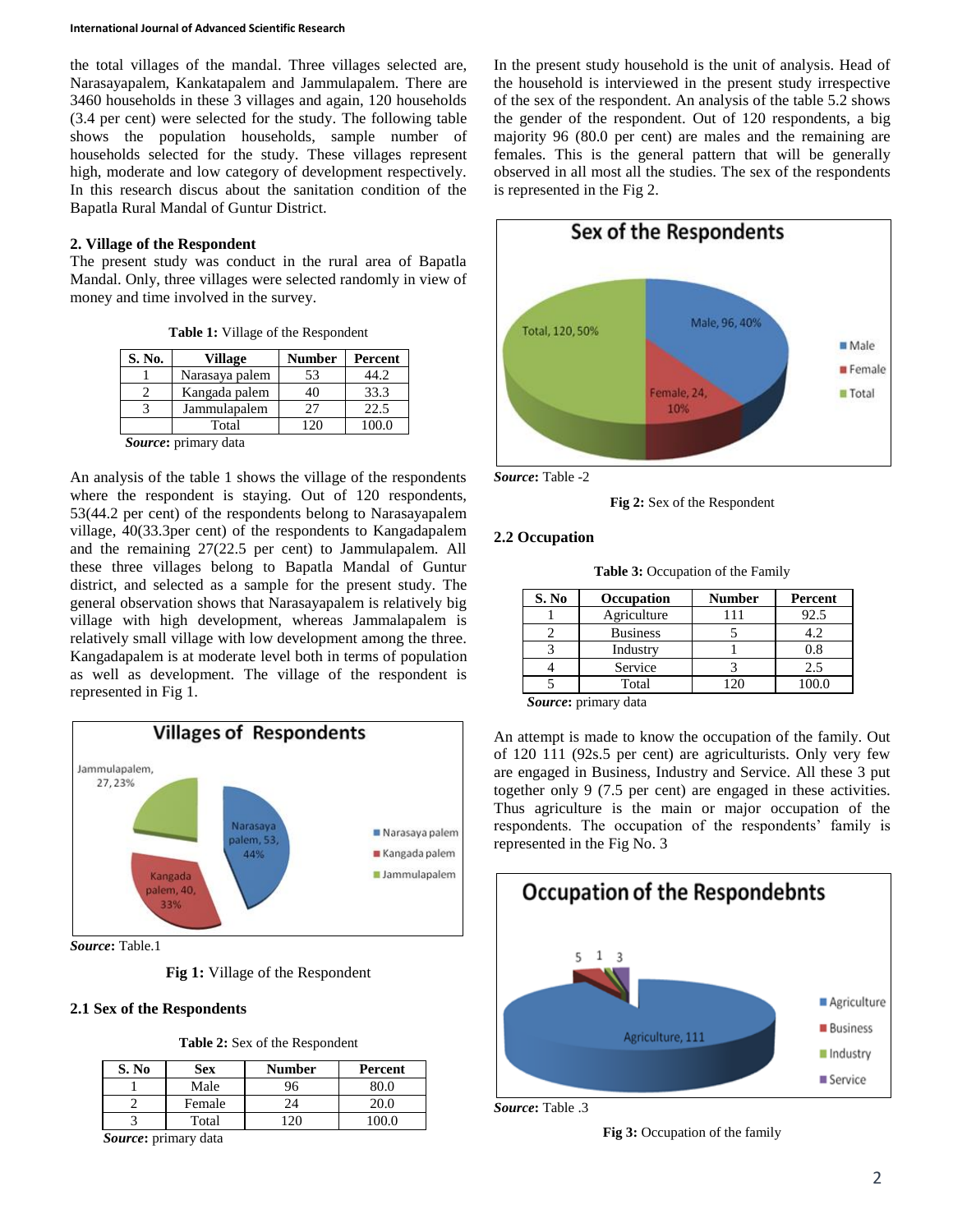the total villages of the mandal. Three villages selected are, Narasayapalem, Kankatapalem and Jammulapalem. There are 3460 households in these 3 villages and again, 120 households (3.4 per cent) were selected for the study. The following table shows the population households, sample number of households selected for the study. These villages represent high, moderate and low category of development respectively. In this research discus about the sanitation condition of the Bapatla Rural Mandal of Guntur District.

## 2. Village of the Respondent

The present study was conduct in the rural area of Bapatla Mandal. Only, three villages were selected randomly in view of money and time involved in the survey.

**Table 1:** Village of the Respondent

| S. No. | Village | Number | Percent |
|---|---|---|---|
| 1 | Narasaya palem | 53 | 44.2 |
| 2 | Kangada palem | 40 | 33.3 |
| 3 | Jammulapalem | 27 | 22.5 |
| | Total | 120 | 100.0 |

***Source***: primary data

An analysis of the table 1 shows the village of the respondents where the respondent is staying. Out of 120 respondents, 53(44.2 per cent) of the respondents belong to Narasayapalem village, 40(33.3per cent) of the respondents to Kangadapalem and the remaining 27(22.5 per cent) to Jammulapalem. All these three villages belong to Bapatla Mandal of Guntur district, and selected as a sample for the present study. The general observation shows that Narasayapalem is relatively big village with high development, whereas Jammalapalem is relatively small village with low development among the three. Kangadapalem is at moderate level both in terms of population as well as development. The village of the respondent is represented in Fig 1.

***Source***: Table.1

**Fig 1:** Village of the Respondent

### 2.1 Sex of the Respondents

**Table 2:** Sex of the Respondent

| S. No | Sex | Number | Percent |
|---|---|---|---|
| 1 | Male | 96 | 80.0 |
| 2 | Female | 24 | 20.0 |
| 3 | Total | 120 | 100.0 |

***Source***: primary data

In the present study household is the unit of analysis. Head of the household is interviewed in the present study irrespective of the sex of the respondent. An analysis of the table 5.2 shows the gender of the respondent. Out of 120 respondents, a big majority 96 (80.0 per cent) are males and the remaining are females. This is the general pattern that will be generally observed in all most all the studies. The sex of the respondents is represented in the Fig 2.

***Source***: Table -2

**Fig 2:** Sex of the Respondent

### 2.2 Occupation

**Table 3:** Occupation of the Family

| S. No | Occupation | Number | Percent |
|---|---|---|---|
| 1 | Agriculture | 111 | 92.5 |
| 2 | Business | 5 | 4.2 |
| 3 | Industry | 1 | 0.8 |
| 4 | Service | 3 | 2.5 |
| 5 | Total | 120 | 100.0 |

***Source***: primary data

An attempt is made to know the occupation of the family. Out of 120 111 (92s.5 per cent) are agriculturists. Only very few are engaged in Business, Industry and Service. All these 3 put together only 9 (7.5 per cent) are engaged in these activities. Thus agriculture is the main or major occupation of the respondents. The occupation of the respondents' family is represented in the Fig No. 3

***Source***: Table .3

**Fig 3:** Occupation of the family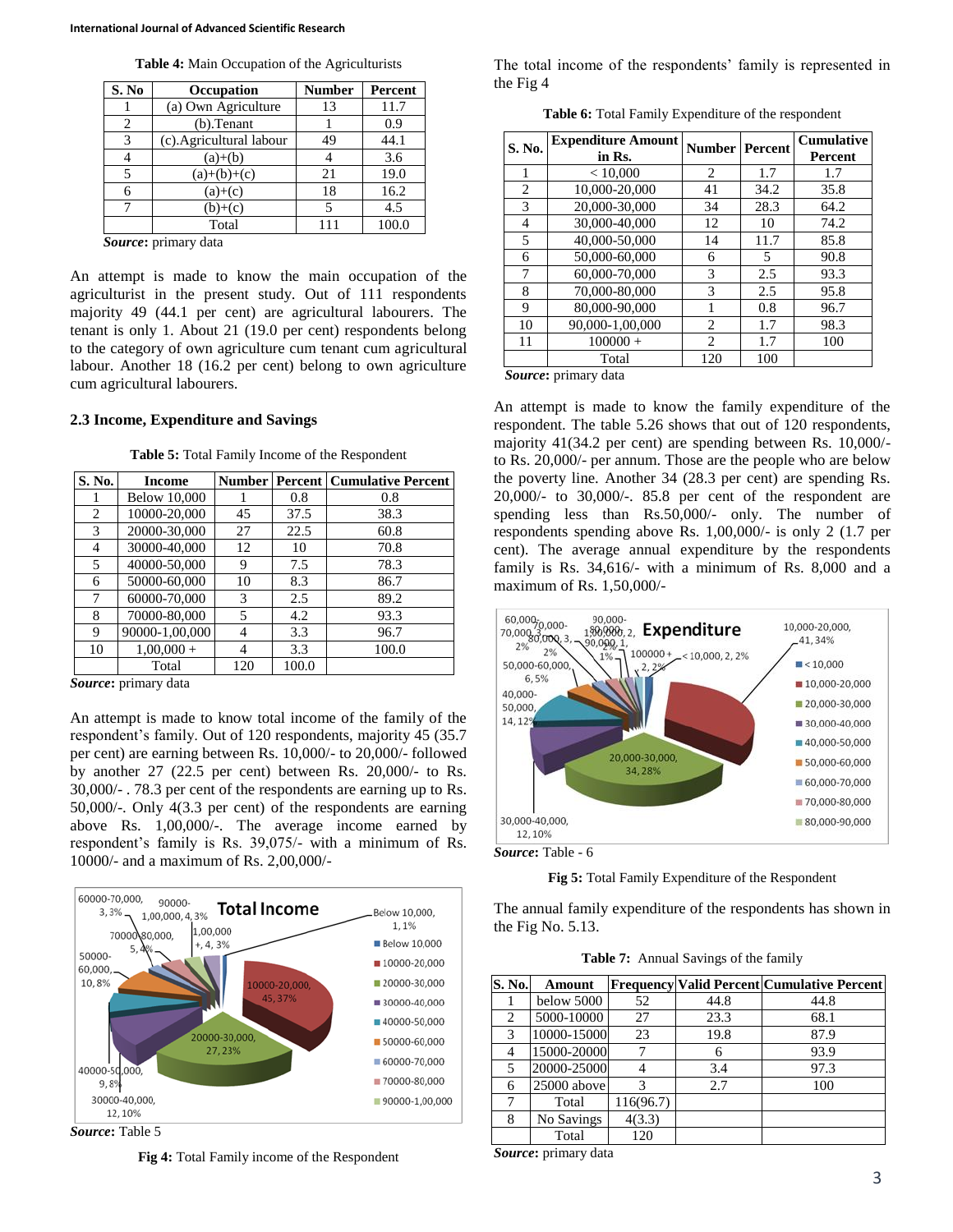**Table 4:** Main Occupation of the Agriculturists

| S. No | Occupation | Number | Percent |
|---|---|---|---|
| 1 | (a) Own Agriculture | 13 | 11.7 |
| 2 | (b).Tenant | 1 | 0.9 |
| 3 | (c).Agricultural labour | 49 | 44.1 |
| 4 | (a)+(b) | 4 | 3.6 |
| 5 | (a)+(b)+(c) | 21 | 19.0 |
| 6 | (a)+(c) | 18 | 16.2 |
| 7 | (b)+(c) | 5 | 4.5 |
| | Total | 111 | 100.0 |

***Source***: primary data

An attempt is made to know the main occupation of the agriculturist in the present study. Out of 111 respondents majority 49 (44.1 per cent) are agricultural labourers. The tenant is only 1. About 21 (19.0 per cent) respondents belong to the category of own agriculture cum tenant cum agricultural labour. Another 18 (16.2 per cent) belong to own agriculture cum agricultural labourers.

### 2.3 Income, Expenditure and Savings

**Table 5:** Total Family Income of the Respondent

| S. No. | Income | Number | Percent | Cumulative Percent |
|---|---|---|---|---|
| 1 | Below 10,000 | 1 | 0.8 | 0.8 |
| 2 | 10000-20,000 | 45 | 37.5 | 38.3 |
| 3 | 20000-30,000 | 27 | 22.5 | 60.8 |
| 4 | 30000-40,000 | 12 | 10 | 70.8 |
| 5 | 40000-50,000 | 9 | 7.5 | 78.3 |
| 6 | 50000-60,000 | 10 | 8.3 | 86.7 |
| 7 | 60000-70,000 | 3 | 2.5 | 89.2 |
| 8 | 70000-80,000 | 5 | 4.2 | 93.3 |
| 9 | 90000-1,00,000 | 4 | 3.3 | 96.7 |
| 10 | 1,00,000 + | 4 | 3.3 | 100.0 |
| | Total | 120 | 100.0 | |

***Source***: primary data

An attempt is made to know total income of the family of the respondent's family. Out of 120 respondents, majority 45 (35.7 per cent) are earning between Rs. 10,000/- to 20,000/- followed by another 27 (22.5 per cent) between Rs. 20,000/- to Rs. 30,000/- . 78.3 per cent of the respondents are earning up to Rs. 50,000/-. Only 4(3.3 per cent) of the respondents are earning above Rs. 1,00,000/-. The average income earned by respondent's family is Rs. 39,075/- with a minimum of Rs. 10000/- and a maximum of Rs. 2,00,000/-

***Source***: Table 5

**Fig 4:** Total Family income of the Respondent

The total income of the respondents' family is represented in the Fig 4

**Table 6:** Total Family Expenditure of the respondent

| S. No. | Expenditure Amount in Rs. | Number | Percent | Cumulative Percent |
|---|---|---|---|---|
| 1 | < 10,000 | 2 | 1.7 | 1.7 |
| 2 | 10,000-20,000 | 41 | 34.2 | 35.8 |
| 3 | 20,000-30,000 | 34 | 28.3 | 64.2 |
| 4 | 30,000-40,000 | 12 | 10 | 74.2 |
| 5 | 40,000-50,000 | 14 | 11.7 | 85.8 |
| 6 | 50,000-60,000 | 6 | 5 | 90.8 |
| 7 | 60,000-70,000 | 3 | 2.5 | 93.3 |
| 8 | 70,000-80,000 | 3 | 2.5 | 95.8 |
| 9 | 80,000-90,000 | 1 | 0.8 | 96.7 |
| 10 | 90,000-1,00,000 | 2 | 1.7 | 98.3 |
| 11 | 100000 + | 2 | 1.7 | 100 |
| | Total | 120 | 100 | |

***Source***: primary data

An attempt is made to know the family expenditure of the respondent. The table 5.26 shows that out of 120 respondents, majority 41(34.2 per cent) are spending between Rs. 10,000/- to Rs. 20,000/- per annum. Those are the people who are below the poverty line. Another 34 (28.3 per cent) are spending Rs. 20,000/- to 30,000/-. 85.8 per cent of the respondent are spending less than Rs.50,000/- only. The number of respondents spending above Rs. 1,00,000/- is only 2 (1.7 per cent). The average annual expenditure by the respondents family is Rs. 34,616/- with a minimum of Rs. 8,000 and a maximum of Rs. 1,50,000/-

***Source***: Table - 6

**Fig 5:** Total Family Expenditure of the Respondent

The annual family expenditure of the respondents has shown in the Fig No. 5.13.

**Table 7:** Annual Savings of the family

| S. No. | Amount | Frequency | Valid Percent | Cumulative Percent |
|---|---|---|---|---|
| 1 | below 5000 | 52 | 44.8 | 44.8 |
| 2 | 5000-10000 | 27 | 23.3 | 68.1 |
| 3 | 10000-15000 | 23 | 19.8 | 87.9 |
| 4 | 15000-20000 | 7 | 6 | 93.9 |
| 5 | 20000-25000 | 4 | 3.4 | 97.3 |
| 6 | 25000 above | 3 | 2.7 | 100 |
| 7 | Total | 116(96.7) | | |
| 8 | No Savings | 4(3.3) | | |
| | Total | 120 | | |

***Source***: primary data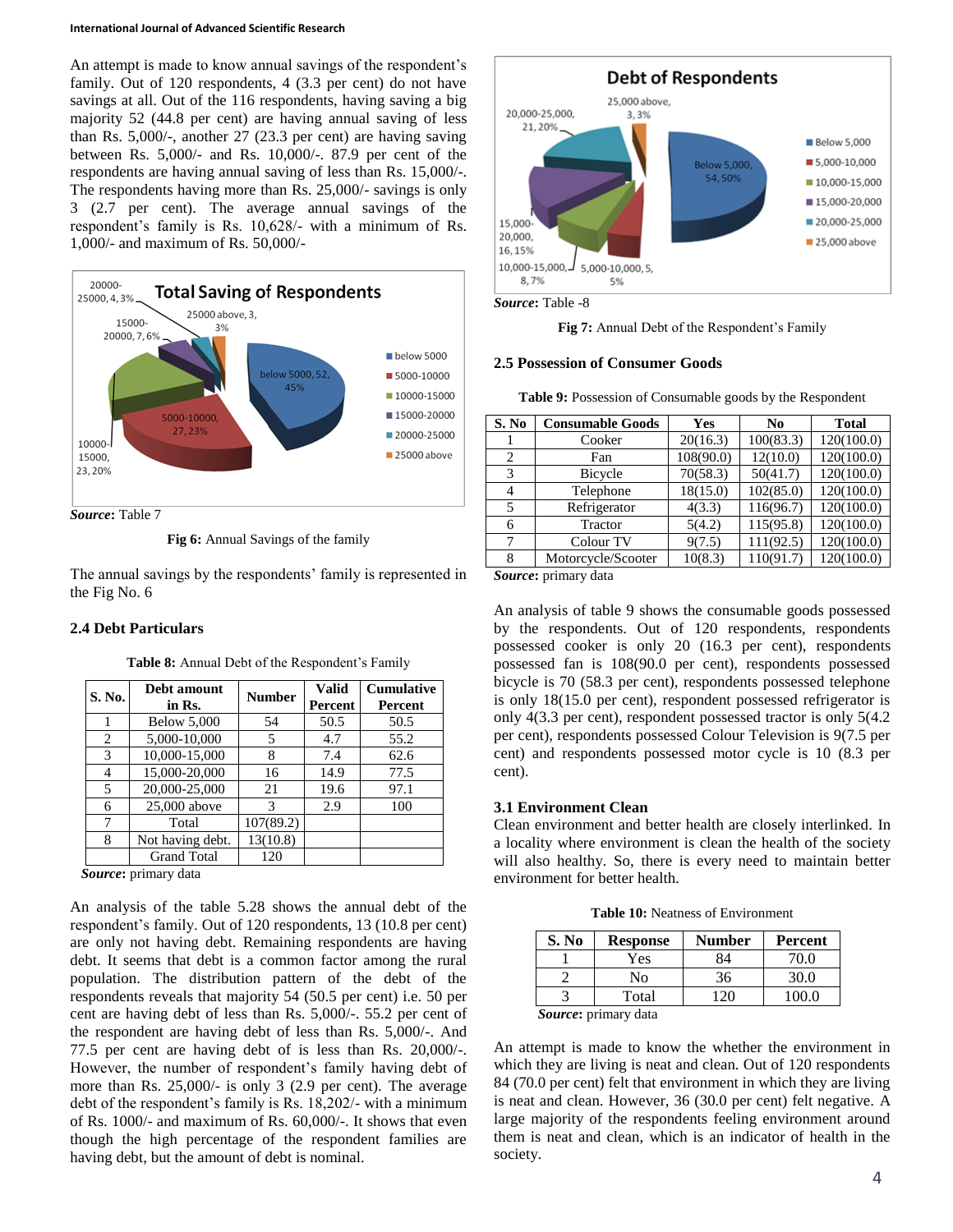An attempt is made to know annual savings of the respondent's family. Out of 120 respondents, 4 (3.3 per cent) do not have savings at all. Out of the 116 respondents, having saving a big majority 52 (44.8 per cent) are having annual saving of less than Rs. 5,000/-, another 27 (23.3 per cent) are having saving between Rs. 5,000/- and Rs. 10,000/-. 87.9 per cent of the respondents are having annual saving of less than Rs. 15,000/-. The respondents having more than Rs. 25,000/- savings is only 3 (2.7 per cent). The average annual savings of the respondent's family is Rs. 10,628/- with a minimum of Rs. 1,000/- and maximum of Rs. 50,000/-

**Source**: Table 7

**Fig 6:** Annual Savings of the family

The annual savings by the respondents' family is represented in the Fig No. 6

### 2.4 Debt Particulars

**Table 8:** Annual Debt of the Respondent's Family

| S. No. | Debt amount in Rs. | Number | Valid Percent | Cumulative Percent |
|---|---|---|---|---|
| 1 | Below 5,000 | 54 | 50.5 | 50.5 |
| 2 | 5,000-10,000 | 5 | 4.7 | 55.2 |
| 3 | 10,000-15,000 | 8 | 7.4 | 62.6 |
| 4 | 15,000-20,000 | 16 | 14.9 | 77.5 |
| 5 | 20,000-25,000 | 21 | 19.6 | 97.1 |
| 6 | 25,000 above | 3 | 2.9 | 100 |
| 7 | Total | 107(89.2) | | |
| 8 | Not having debt. | 13(10.8) | | |
| | Grand Total | 120 | | |

**Source**: primary data

An analysis of the table 5.28 shows the annual debt of the respondent's family. Out of 120 respondents, 13 (10.8 per cent) are only not having debt. Remaining respondents are having debt. It seems that debt is a common factor among the rural population. The distribution pattern of the debt of the respondents reveals that majority 54 (50.5 per cent) i.e. 50 per cent are having debt of less than Rs. 5,000/-. 55.2 per cent of the respondent are having debt of less than Rs. 5,000/-. And 77.5 per cent are having debt of is less than Rs. 20,000/-. However, the number of respondent's family having debt of more than Rs. 25,000/- is only 3 (2.9 per cent). The average debt of the respondent's family is Rs. 18,202/- with a minimum of Rs. 1000/- and maximum of Rs. 60,000/-. It shows that even though the high percentage of the respondent families are having debt, but the amount of debt is nominal.

**Source**: Table -8

**Fig 7:** Annual Debt of the Respondent's Family

### 2.5 Possession of Consumer Goods

**Table 9:** Possession of Consumable goods by the Respondent

| S. No | Consumable Goods | Yes | No | Total |
|---|---|---|---|---|
| 1 | Cooker | 20(16.3) | 100(83.3) | 120(100.0) |
| 2 | Fan | 108(90.0) | 12(10.0) | 120(100.0) |
| 3 | Bicycle | 70(58.3) | 50(41.7) | 120(100.0) |
| 4 | Telephone | 18(15.0) | 102(85.0) | 120(100.0) |
| 5 | Refrigerator | 4(3.3) | 116(96.7) | 120(100.0) |
| 6 | Tractor | 5(4.2) | 115(95.8) | 120(100.0) |
| 7 | Colour TV | 9(7.5) | 111(92.5) | 120(100.0) |
| 8 | Motorcycle/Scooter | 10(8.3) | 110(91.7) | 120(100.0) |

**Source**: primary data

An analysis of table 9 shows the consumable goods possessed by the respondents. Out of 120 respondents, respondents possessed cooker is only 20 (16.3 per cent), respondents possessed fan is 108(90.0 per cent), respondents possessed bicycle is 70 (58.3 per cent), respondents possessed telephone is only 18(15.0 per cent), respondent possessed refrigerator is only 4(3.3 per cent), respondent possessed tractor is only 5(4.2 per cent), respondents possessed Colour Television is 9(7.5 per cent) and respondents possessed motor cycle is 10 (8.3 per cent).

### 3.1 Environment Clean

Clean environment and better health are closely interlinked. In a locality where environment is clean the health of the society will also healthy. So, there is every need to maintain better environment for better health.

**Table 10:** Neatness of Environment

| S. No | Response | Number | Percent |
|---|---|---|---|
| 1 | Yes | 84 | 70.0 |
| 2 | No | 36 | 30.0 |
| 3 | Total | 120 | 100.0 |

**Source**: primary data

An attempt is made to know the whether the environment in which they are living is neat and clean. Out of 120 respondents 84 (70.0 per cent) felt that environment in which they are living is neat and clean. However, 36 (30.0 per cent) felt negative. A large majority of the respondents feeling environment around them is neat and clean, which is an indicator of health in the society.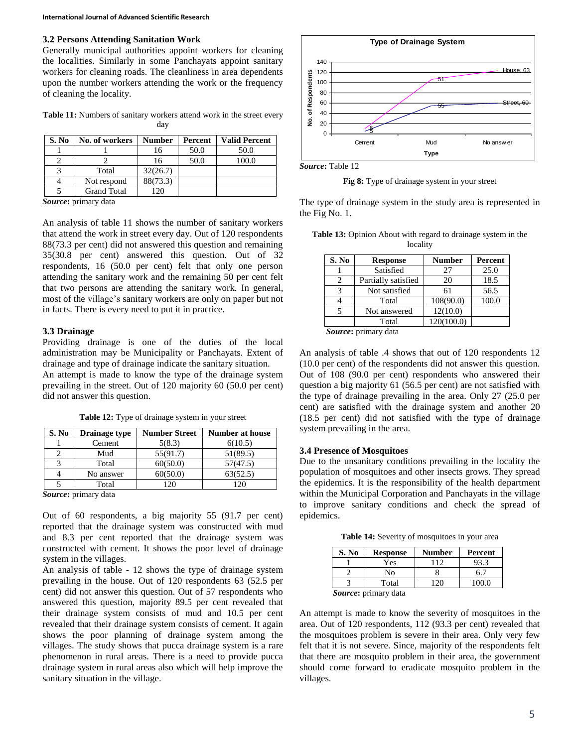### 3.2 Persons Attending Sanitation Work

Generally municipal authorities appoint workers for cleaning the localities. Similarly in some Panchayats appoint sanitary workers for cleaning roads. The cleanliness in the area dependents upon the number workers attending the work or the frequency of cleaning the locality.

**Table 11:** Numbers of sanitary workers attend work in the street every day

| S. No | No. of workers | Number | Percent | Valid Percent |
|---|---|---|---|---|
| 1 | 1 | 16 | 50.0 | 50.0 |
| 2 | 2 | 16 | 50.0 | 100.0 |
| 3 | Total | 32(26.7) | | |
| 4 | Not respond | 88(73.3) | | |
| 5 | Grand Total | 120 | | |

***Source*:** primary data

An analysis of table 11 shows the number of sanitary workers that attend the work in street every day. Out of 120 respondents 88(73.3 per cent) did not answered this question and remaining 35(30.8 per cent) answered this question. Out of 32 respondents, 16 (50.0 per cent) felt that only one person attending the sanitary work and the remaining 50 per cent felt that two persons are attending the sanitary work. In general, most of the village's sanitary workers are only on paper but not in facts. There is every need to put it in practice.

### 3.3 Drainage

Providing drainage is one of the duties of the local administration may be Municipality or Panchayats. Extent of drainage and type of drainage indicate the sanitary situation.

An attempt is made to know the type of the drainage system prevailing in the street. Out of 120 majority 60 (50.0 per cent) did not answer this question.

**Table 12:** Type of drainage system in your street

| S. No | Drainage type | Number Street | Number at house |
|---|---|---|---|
| 1 | Cement | 5(8.3) | 6(10.5) |
| 2 | Mud | 55(91.7) | 51(89.5) |
| 3 | Total | 60(50.0) | 57(47.5) |
| 4 | No answer | 60(50.0) | 63(52.5) |
| 5 | Total | 120 | 120 |

***Source*:** primary data

Out of 60 respondents, a big majority 55 (91.7 per cent) reported that the drainage system was constructed with mud and 8.3 per cent reported that the drainage system was constructed with cement. It shows the poor level of drainage system in the villages.

An analysis of table - 12 shows the type of drainage system prevailing in the house. Out of 120 respondents 63 (52.5 per cent) did not answer this question. Out of 57 respondents who answered this question, majority 89.5 per cent revealed that their drainage system consists of mud and 10.5 per cent revealed that their drainage system consists of cement. It again shows the poor planning of drainage system among the villages. The study shows that pucca drainage system is a rare phenomenon in rural areas. There is a need to provide pucca drainage system in rural areas also which will help improve the sanitary situation in the village.

***Source*:** Table 12

**Fig 8:** Type of drainage system in your street

The type of drainage system in the study area is represented in the Fig No. 1.

**Table 13:** Opinion About with regard to drainage system in the locality

| S. No | Response | Number | Percent |
|---|---|---|---|
| 1 | Satisfied | 27 | 25.0 |
| 2 | Partially satisfied | 20 | 18.5 |
| 3 | Not satisfied | 61 | 56.5 |
| 4 | Total | 108(90.0) | 100.0 |
| 5 | Not answered | 12(10.0) | |
| | Total | 120(100.0) | |

***Source*:** primary data

An analysis of table .4 shows that out of 120 respondents 12 (10.0 per cent) of the respondents did not answer this question. Out of 108 (90.0 per cent) respondents who answered their question a big majority 61 (56.5 per cent) are not satisfied with the type of drainage prevailing in the area. Only 27 (25.0 per cent) are satisfied with the drainage system and another 20 (18.5 per cent) did not satisfied with the type of drainage system prevailing in the area.

### 3.4 Presence of Mosquitoes

Due to the unsanitary conditions prevailing in the locality the population of mosquitoes and other insects grows. They spread the epidemics. It is the responsibility of the health department within the Municipal Corporation and Panchayats in the village to improve sanitary conditions and check the spread of epidemics.

**Table 14:** Severity of mosquitoes in your area

| S. No | Response | Number | Percent |
|---|---|---|---|
| 1 | Yes | 112 | 93.3 |
| 2 | No | 8 | 6.7 |
| 3 | Total | 120 | 100.0 |

***Source*:** primary data

An attempt is made to know the severity of mosquitoes in the area. Out of 120 respondents, 112 (93.3 per cent) revealed that the mosquitoes problem is severe in their area. Only very few felt that it is not severe. Since, majority of the respondents felt that there are mosquito problem in their area, the government should come forward to eradicate mosquito problem in the villages.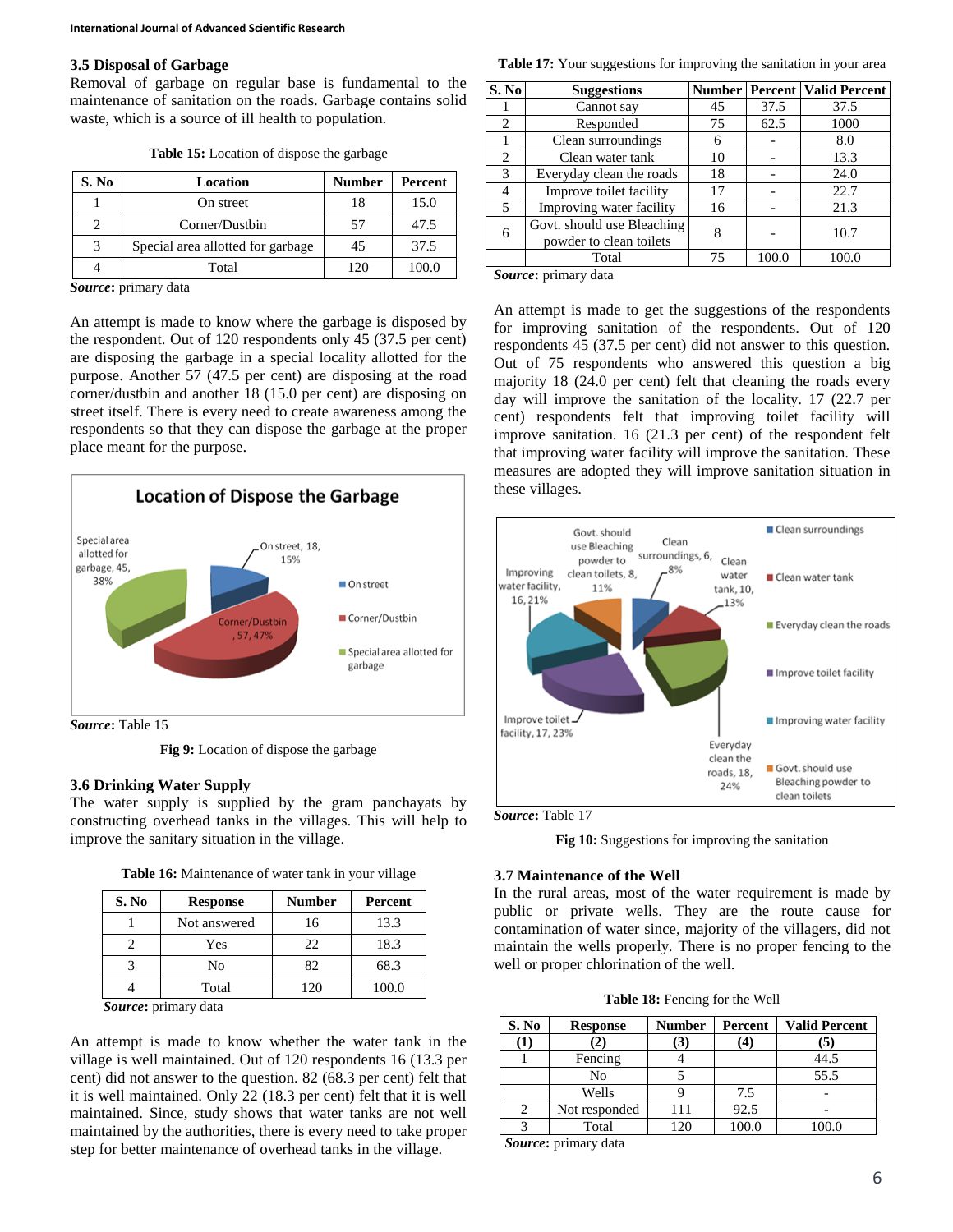### 3.5 Disposal of Garbage

Removal of garbage on regular base is fundamental to the maintenance of sanitation on the roads. Garbage contains solid waste, which is a source of ill health to population.

**Table 15:** Location of dispose the garbage

| S. No | Location | Number | Percent |
|---|---|---|---|
| 1 | On street | 18 | 15.0 |
| 2 | Corner/Dustbin | 57 | 47.5 |
| 3 | Special area allotted for garbage | 45 | 37.5 |
| 4 | Total | 120 | 100.0 |

***Source*:** primary data

An attempt is made to know where the garbage is disposed by the respondent. Out of 120 respondents only 45 (37.5 per cent) are disposing the garbage in a special locality allotted for the purpose. Another 57 (47.5 per cent) are disposing at the road corner/dustbin and another 18 (15.0 per cent) are disposing on street itself. There is every need to create awareness among the respondents so that they can dispose the garbage at the proper place meant for the purpose.

***Source*:** Table 15

**Fig 9:** Location of dispose the garbage

### 3.6 Drinking Water Supply

The water supply is supplied by the gram panchayats by constructing overhead tanks in the villages. This will help to improve the sanitary situation in the village.

**Table 16:** Maintenance of water tank in your village

| S. No | Response | Number | Percent |
|---|---|---|---|
| 1 | Not answered | 16 | 13.3 |
| 2 | Yes | 22 | 18.3 |
| 3 | No | 82 | 68.3 |
| 4 | Total | 120 | 100.0 |

***Source*:** primary data

An attempt is made to know whether the water tank in the village is well maintained. Out of 120 respondents 16 (13.3 per cent) did not answer to the question. 82 (68.3 per cent) felt that it is well maintained. Only 22 (18.3 per cent) felt that it is well maintained. Since, study shows that water tanks are not well maintained by the authorities, there is every need to take proper step for better maintenance of overhead tanks in the village.

**Table 17:** Your suggestions for improving the sanitation in your area

| S. No | Suggestions | Number | Percent | Valid Percent |
|---|---|---|---|---|
| 1 | Cannot say | 45 | 37.5 | 37.5 |
| 2 | Responded | 75 | 62.5 | 1000 |
| 1 | Clean surroundings | 6 | - | 8.0 |
| 2 | Clean water tank | 10 | - | 13.3 |
| 3 | Everyday clean the roads | 18 | - | 24.0 |
| 4 | Improve toilet facility | 17 | - | 22.7 |
| 5 | Improving water facility | 16 | - | 21.3 |
| 6 | Govt. should use Bleaching powder to clean toilets | 8 | - | 10.7 |
| | Total | 75 | 100.0 | 100.0 |

***Source*:** primary data

An attempt is made to get the suggestions of the respondents for improving sanitation for the respondents. Out of 120 respondents 45 (37.5 per cent) did not answer to this question. Out of 75 respondents who answered this question a big majority 18 (24.0 per cent) felt that cleaning the roads every day will improve the sanitation of the locality. 17 (22.7 per cent) respondents felt that improving toilet facility will improve sanitation. 16 (21.3 per cent) of the respondent felt that improving water facility will improve the sanitation. These measures are adopted they will improve sanitation situation in these villages.

***Source*:** Table 17

**Fig 10:** Suggestions for improving the sanitation

### 3.7 Maintenance of the Well

In the rural areas, most of the water requirement is made by public or private wells. They are the route cause for contamination of water since, majority of the villagers, did not maintain the wells properly. There is no proper fencing to the well or proper chlorination of the well.

**Table 18:** Fencing for the Well

| S. No | Response | Number | Percent | Valid Percent |
|---|---|---|---|---|
| (1) | (2) | (3) | (4) | (5) |
| 1 | Fencing | 4 | | 44.5 |
| | No | 5 | | 55.5 |
| | Wells | 9 | 7.5 | - |
| 2 | Not responded | 111 | 92.5 | - |
| 3 | Total | 120 | 100.0 | 100.0 |

***Source*:** primary data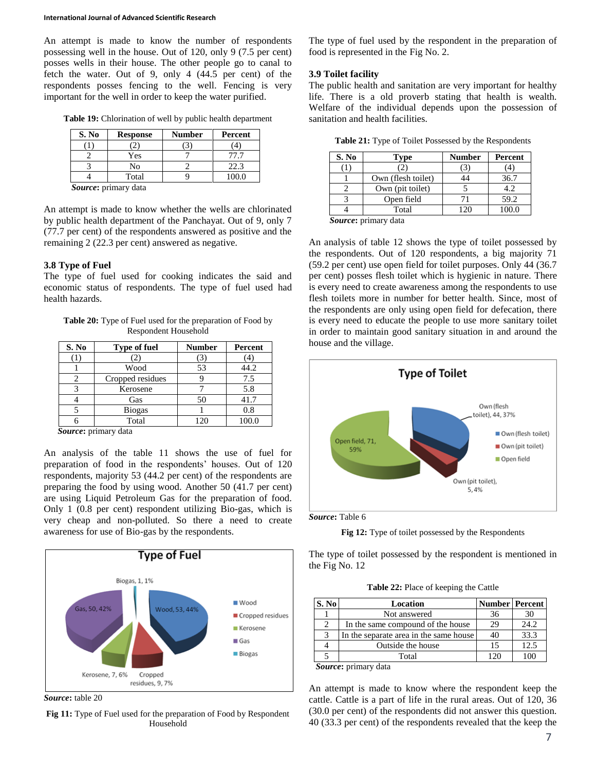An attempt is made to know the number of respondents possessing well in the house. Out of 120, only 9 (7.5 per cent) posses wells in their house. The other people go to canal to fetch the water. Out of 9, only 4 (44.5 per cent) of the respondents posses fencing to the well. Fencing is very important for the well in order to keep the water purified.

**Table 19:** Chlorination of well by public health department

| S. No | Response | Number | Percent |
|---|---|---|---|
| (1) | (2) | (3) | (4) |
| 2 | Yes | 7 | 77.7 |
| 3 | No | 2 | 22.3 |
| 4 | Total | 9 | 100.0 |

***Source***: primary data

An attempt is made to know whether the wells are chlorinated by public health department of the Panchayat. Out of 9, only 7 (77.7 per cent) of the respondents answered as positive and the remaining 2 (22.3 per cent) answered as negative.

### 3.8 Type of Fuel

The type of fuel used for cooking indicates the said and economic status of respondents. The type of fuel used had health hazards.

**Table 20:** Type of Fuel used for the preparation of Food by Respondent Household

| S. No | Type of fuel | Number | Percent |
|---|---|---|---|
| (1) | (2) | (3) | (4) |
| 1 | Wood | 53 | 44.2 |
| 2 | Cropped residues | 9 | 7.5 |
| 3 | Kerosene | 7 | 5.8 |
| 4 | Gas | 50 | 41.7 |
| 5 | Biogas | 1 | 0.8 |
| 6 | Total | 120 | 100.0 |

***Source***: primary data

An analysis of the table 11 shows the use of fuel for preparation of food in the respondents' houses. Out of 120 respondents, majority 53 (44.2 per cent) of the respondents are preparing the food by using wood. Another 50 (41.7 per cent) are using Liquid Petroleum Gas for the preparation of food. Only 1 (0.8 per cent) respondent utilizing Bio-gas, which is very cheap and non-polluted. So there a need to create awareness for use of Bio-gas by the respondents.

***Source***: table 20

**Fig 11:** Type of Fuel used for the preparation of Food by Respondent Household

The type of fuel used by the respondent in the preparation of food is represented in the Fig No. 2.

### 3.9 Toilet facility

The public health and sanitation are very important for healthy life. There is a old proverb stating that health is wealth. Welfare of the individual depends upon the possession of sanitation and health facilities.

**Table 21:** Type of Toilet Possessed by the Respondents

| S. No | Type | Number | Percent |
|---|---|---|---|
| (1) | (2) | (3) | (4) |
| 1 | Own (flesh toilet) | 44 | 36.7 |
| 2 | Own (pit toilet) | 5 | 4.2 |
| 3 | Open field | 71 | 59.2 |
| 4 | Total | 120 | 100.0 |

***Source***: primary data

An analysis of table 12 shows the type of toilet possessed by the respondents. Out of 120 respondents, a big majority 71 (59.2 per cent) use open field for toilet purposes. Only 44 (36.7 per cent) posses flesh toilet which is hygienic in nature. There is every need to create awareness among the respondents to use flesh toilets more in number for better health. Since, most of the respondents are only using open field for defecation, there is every need to educate the people to use more sanitary toilet in order to maintain good sanitary situation in and around the house and the village.

***Source***: Table 6

**Fig 12:** Type of toilet possessed by the Respondents

The type of toilet possessed by the respondent is mentioned in the Fig No. 12

**Table 22:** Place of keeping the Cattle

| S. No | Location | Number | Percent |
|---|---|---|---|
| 1 | Not answered | 36 | 30 |
| 2 | In the same compound of the house | 29 | 24.2 |
| 3 | In the separate area in the same house | 40 | 33.3 |
| 4 | Outside the house | 15 | 12.5 |
| 5 | Total | 120 | 100 |

***Source***: primary data

An attempt is made to know where the respondent keep the cattle. Cattle is a part of life in the rural areas. Out of 120, 36 (30.0 per cent) of the respondents did not answer this question. 40 (33.3 per cent) of the respondents revealed that the keep the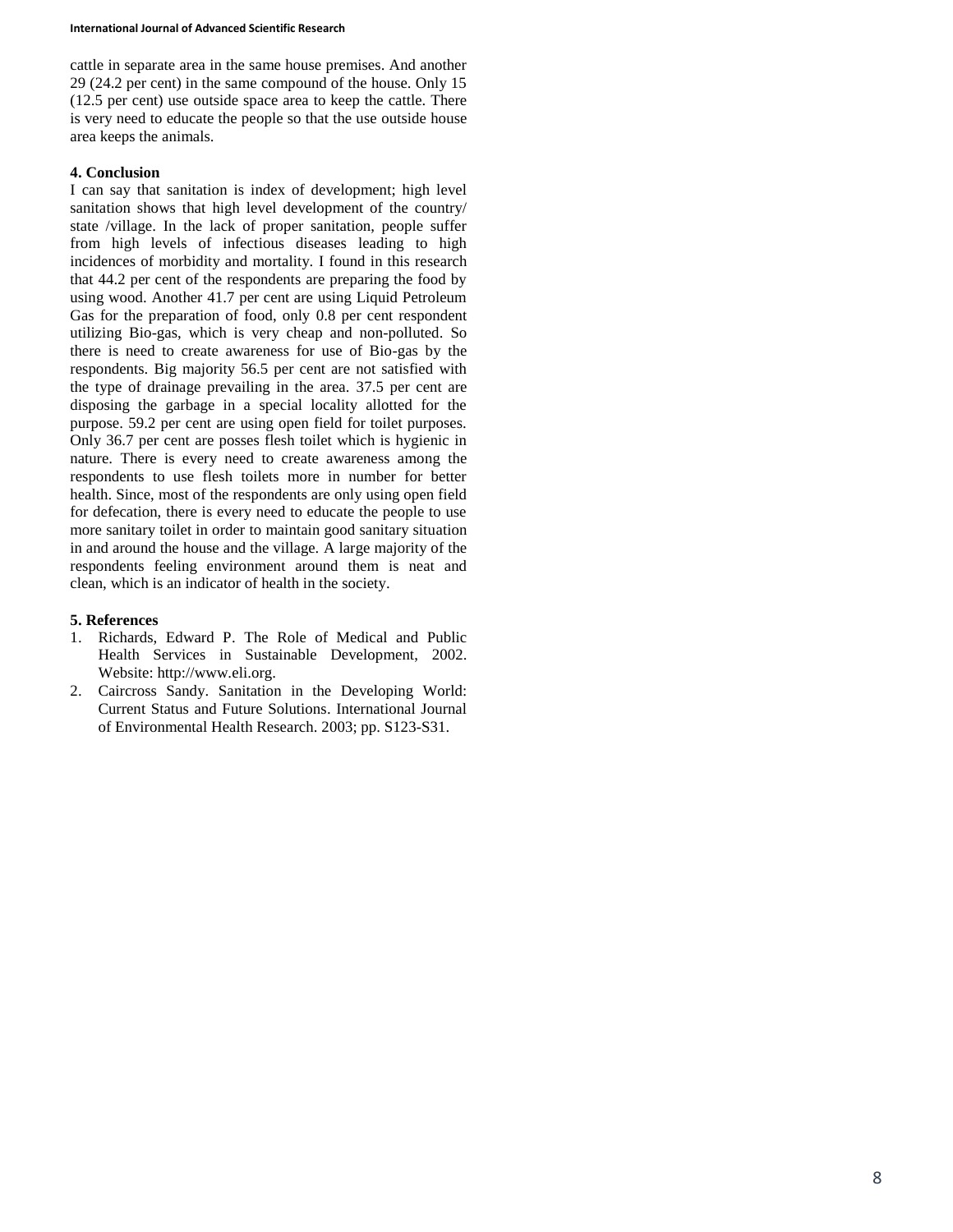cattle in separate area in the same house premises. And another 29 (24.2 per cent) in the same compound of the house. Only 15 (12.5 per cent) use outside space area to keep the cattle. There is very need to educate the people so that the use outside house area keeps the animals.

## 4. Conclusion

I can say that sanitation is index of development; high level sanitation shows that high level development of the country/ state /village. In the lack of proper sanitation, people suffer from high levels of infectious diseases leading to high incidences of morbidity and mortality. I found in this research that 44.2 per cent of the respondents are preparing the food by using wood. Another 41.7 per cent are using Liquid Petroleum Gas for the preparation of food, only 0.8 per cent respondent utilizing Bio-gas, which is very cheap and non-polluted. So there is need to create awareness for use of Bio-gas by the respondents. Big majority 56.5 per cent are not satisfied with the type of drainage prevailing in the area. 37.5 per cent are disposing the garbage in a special locality allotted for the purpose. 59.2 per cent are using open field for toilet purposes. Only 36.7 per cent are posses flesh toilet which is hygienic in nature. There is every need to create awareness among the respondents to use flesh toilets more in number for better health. Since, most of the respondents are only using open field for defecation, there is every need to educate the people to use more sanitary toilet in order to maintain good sanitary situation in and around the house and the village. A large majority of the respondents feeling environment around them is neat and clean, which is an indicator of health in the society.

## 5. References

1. Richards, Edward P. The Role of Medical and Public Health Services in Sustainable Development, 2002. Website: http://www.eli.org.
2. Caircross Sandy. Sanitation in the Developing World: Current Status and Future Solutions. International Journal of Environmental Health Research. 2003; pp. S123-S31.